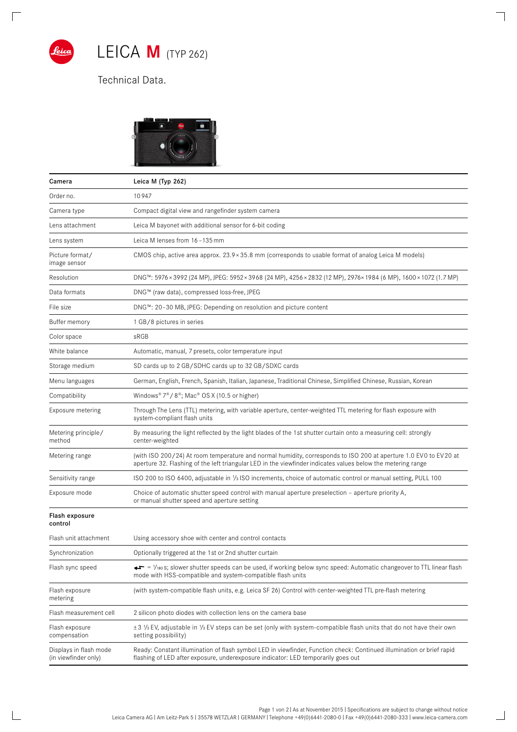# LEICA M (TYP 262)

Technical Data.

| Camera | Leica M (Typ 262) |
|---|---|
| Order no. | 10 947 |
| Camera type | Compact digital view and rangefinder system camera |
| Lens attachment | Leica M bayonet with additional sensor for 6-bit coding |
| Lens system | Leica M lenses from 16 – 135 mm |
| Picture format/ image sensor | CMOS chip, active area approx. 23.9 × 35.8 mm (corresponds to usable format of analog Leica M models) |
| Resolution | DNG™: 5976 × 3992 (24 MP), JPEG: 5952 × 3968 (24 MP), 4256 × 2832 (12 MP), 2976 × 1984 (6 MP), 1600 × 1072 (1.7 MP) |
| Data formats | DNG™ (raw data), compressed loss-free, JPEG |
| File size | DNG™: 20 – 30 MB, JPEG: Depending on resolution and picture content |
| Buffer memory | 1 GB/8 pictures in series |
| Color space | sRGB |
| White balance | Automatic, manual, 7 presets, color temperature input |
| Storage medium | SD cards up to 2 GB/SDHC cards up to 32 GB/SDXC cards |
| Menu languages | German, English, French, Spanish, Italian, Japanese, Traditional Chinese, Simplified Chinese, Russian, Korean |
| Compatibility | Windows® 7® / 8®; Mac® OS X (10.5 or higher) |
| Exposure metering | Through The Lens (TTL) metering, with variable aperture, center-weighted TTL metering for flash exposure with system-compliant flash units |
| Metering principle/ method | By measuring the light reflected by the light blades of the 1st shutter curtain onto a measuring cell: strongly center-weighted |
| Metering range | (with ISO 200/24) At room temperature and normal humidity, corresponds to ISO 200 at aperture 1.0 EV 0 to EV 20 at aperture 32. Flashing of the left triangular LED in the viewfinder indicates values below the metering range |
| Sensitivity range | ISO 200 to ISO 6400, adjustable in 1/3 ISO increments, choice of automatic control or manual setting, PULL 100 |
| Exposure mode | Choice of automatic shutter speed control with manual aperture preselection – aperture priority A, or manual shutter speed and aperture setting |
| **Flash exposure control** | |
| Flash unit attachment | Using accessory shoe with center and control contacts |
| Synchronization | Optionally triggered at the 1st or 2nd shutter curtain |
| Flash sync speed | ⚡ = 1/180 s; slower shutter speeds can be used, if working below sync speed: Automatic changeover to TTL linear flash mode with HSS-compatible and system-compatible flash units |
| Flash exposure metering | (with system-compatible flash units, e.g. Leica SF 26) Control with center-weighted TTL pre-flash metering |
| Flash measurement cell | 2 silicon photo diodes with collection lens on the camera base |
| Flash exposure compensation | ± 3 1/3 EV, adjustable in 1/3 EV steps can be set (only with system-compatible flash units that do not have their own setting possibility) |
| Displays in flash mode (in viewfinder only) | Ready: Constant illumination of flash symbol LED in viewfinder, Function check: Continued illumination or brief rapid flashing of LED after exposure, underexposure indicator: LED temporarily goes out |

As at November 2015 | Specifications are subject to change without notice
Leica Camera AG | Am Leitz-Park 5 | 35578 WETZLAR | GERMANY | Telephone +49(0)6441-2080-0 | Fax +49(0)6441-2080-333 | www.leica-camera.com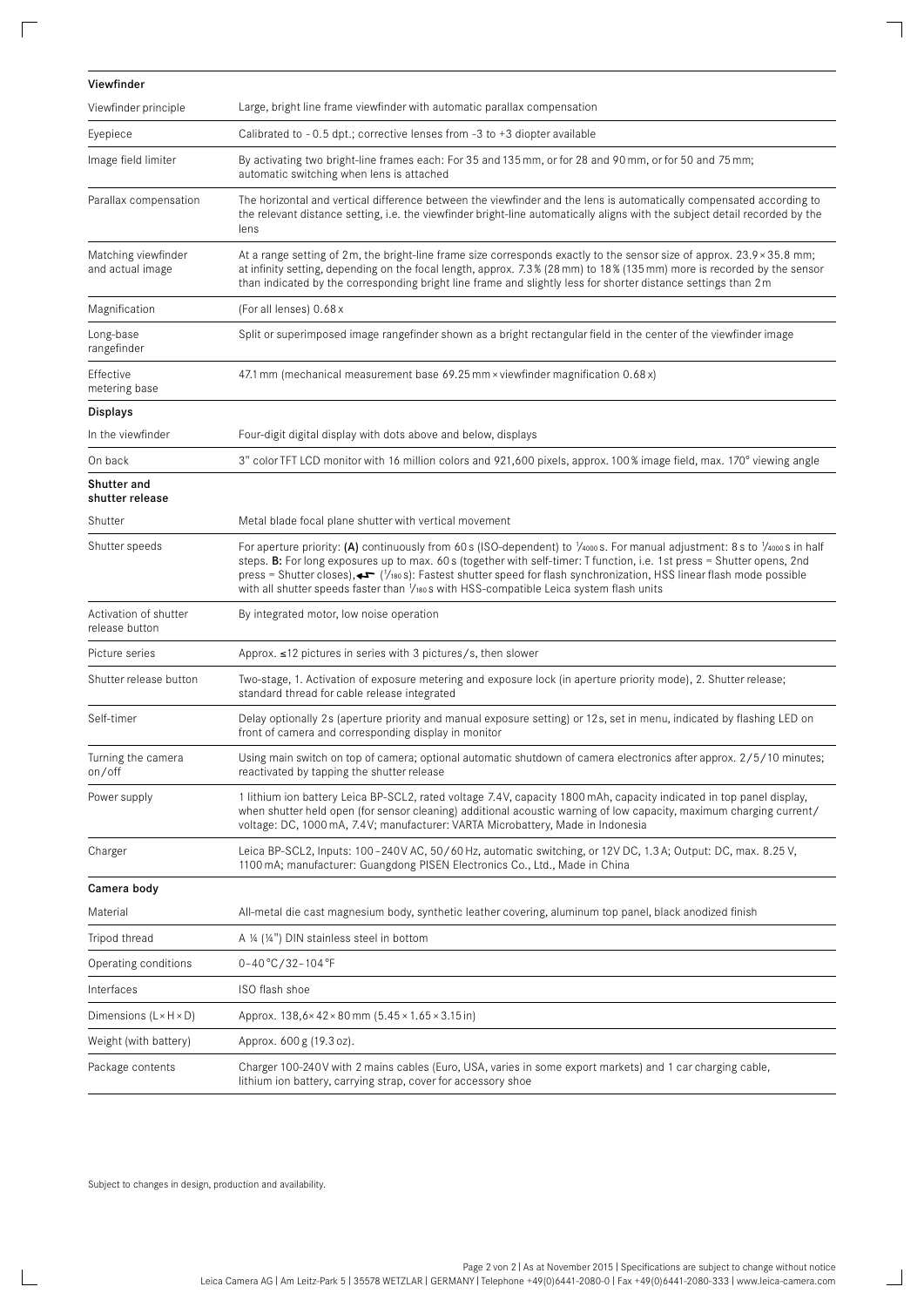| | |
|---|---|
| **Viewfinder** | |
| Viewfinder principle | Large, bright line frame viewfinder with automatic parallax compensation |
| Eyepiece | Calibrated to - 0.5 dpt.; corrective lenses from -3 to +3 diopter available |
| Image field limiter | By activating two bright-line frames each: For 35 and 135 mm, or for 28 and 90 mm, or for 50 and 75 mm; automatic switching when lens is attached |
| Parallax compensation | The horizontal and vertical difference between the viewfinder and the lens is automatically compensated according to the relevant distance setting, i.e. the viewfinder bright-line automatically aligns with the subject detail recorded by the lens |
| Matching viewfinder and actual image | At a range setting of 2 m, the bright-line frame size corresponds exactly to the sensor size of approx. 23.9 × 35.8 mm; at infinity setting, depending on the focal length, approx. 7.3 % (28 mm) to 18 % (135 mm) more is recorded by the sensor than indicated by the corresponding bright line frame and slightly less for shorter distance settings than 2 m |
| Magnification | (For all lenses) 0.68 x |
| Long-base rangefinder | Split or superimposed image rangefinder shown as a bright rectangular field in the center of the viewfinder image |
| Effective metering base | 47.1 mm (mechanical measurement base 69.25 mm × viewfinder magnification 0.68 x) |
| **Displays** | |
| In the viewfinder | Four-digit digital display with dots above and below, displays |
| On back | 3" color TFT LCD monitor with 16 million colors and 921,600 pixels, approx. 100 % image field, max. 170° viewing angle |
| **Shutter and shutter release** | |
| Shutter | Metal blade focal plane shutter with vertical movement |
| Shutter speeds | For aperture priority: **(A)** continuously from 60 s (ISO-dependent) to 1/4000 s. For manual adjustment: 8 s to 1/4000 s in half steps. **B:** For long exposures up to max. 60 s (together with self-timer: T function, i.e. 1st press = Shutter opens, 2nd press = Shutter closes), ⚡ (1/180 s): Fastest shutter speed for flash synchronization, HSS linear flash mode possible with all shutter speeds faster than 1/180 s with HSS-compatible Leica system flash units |
| Activation of shutter release button | By integrated motor, low noise operation |
| Picture series | Approx. ≤12 pictures in series with 3 pictures/s, then slower |
| Shutter release button | Two-stage, 1. Activation of exposure metering and exposure lock (in aperture priority mode), 2. Shutter release; standard thread for cable release integrated |
| Self-timer | Delay optionally 2 s (aperture priority and manual exposure setting) or 12 s, set in menu, indicated by flashing LED on front of camera and corresponding display in monitor |
| Turning the camera on/off | Using main switch on top of camera; optional automatic shutdown of camera electronics after approx. 2/5/10 minutes; reactivated by tapping the shutter release |
| Power supply | 1 lithium ion battery Leica BP-SCL2, rated voltage 7.4V, capacity 1800 mAh, capacity indicated in top panel display, when shutter held open (for sensor cleaning) additional acoustic warning of low capacity, maximum charging current/voltage: DC, 1000 mA, 7.4V; manufacturer: VARTA Microbattery, Made in Indonesia |
| Charger | Leica BP-SCL2, Inputs: 100 – 240 V AC, 50/60 Hz, automatic switching, or 12 V DC, 1.3 A; Output: DC, max. 8.25 V, 1100 mA; manufacturer: Guangdong PISEN Electronics Co., Ltd., Made in China |
| **Camera body** | |
| Material | All-metal die cast magnesium body, synthetic leather covering, aluminum top panel, black anodized finish |
| Tripod thread | A ¼ (¼") DIN stainless steel in bottom |
| Operating conditions | 0 – 40 °C/32 – 104 °F |
| Interfaces | ISO flash shoe |
| Dimensions (L × H × D) | Approx. 138,6× 42 × 80 mm (5.45 × 1.65 × 3.15 in) |
| Weight (with battery) | Approx. 600 g (19.3 oz). |
| Package contents | Charger 100-240 V with 2 mains cables (Euro, USA, varies in some export markets) and 1 car charging cable, lithium ion battery, carrying strap, cover for accessory shoe |

Subject to changes in design, production and availability.

Page 2 von 2 | As at November 2015 | Specifications are subject to change without notice
Leica Camera AG | Am Leitz-Park 5 | 35578 WETZLAR | GERMANY | Telephone +49(0)6441-2080-0 | Fax +49(0)6441-2080-333 | www.leica-camera.com